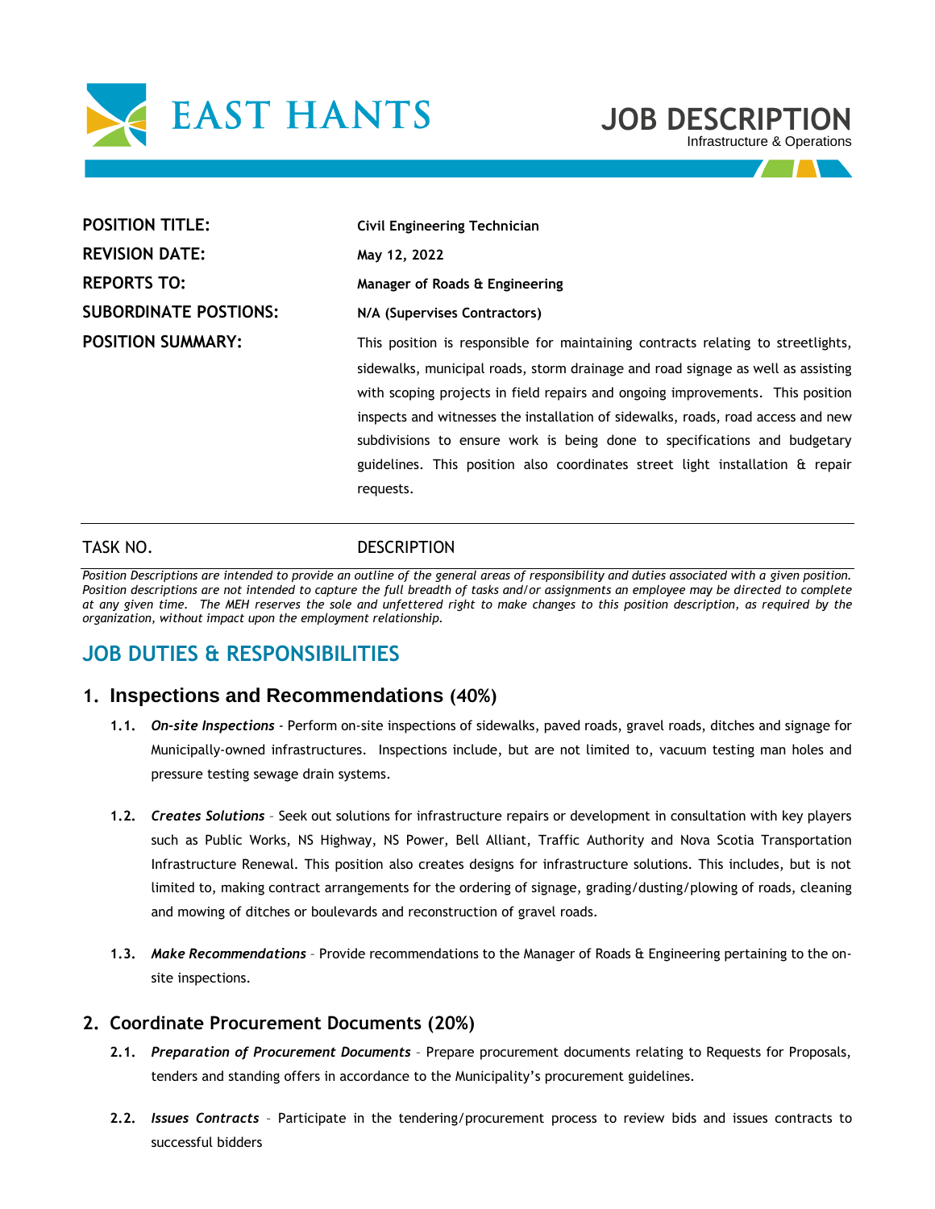# EAST HANTS

# JOB DESCRIPTION

Infrastructure & Operations

| | |
|---|---|
| **POSITION TITLE:** | **Civil Engineering Technician** |
| **REVISION DATE:** | **May 12, 2022** |
| **REPORTS TO:** | **Manager of Roads & Engineering** |
| **SUBORDINATE POSTIONS:** | **N/A (Supervises Contractors)** |
| **POSITION SUMMARY:** | This position is responsible for maintaining contracts relating to streetlights, sidewalks, municipal roads, storm drainage and road signage as well as assisting with scoping projects in field repairs and ongoing improvements. This position inspects and witnesses the installation of sidewalks, roads, road access and new subdivisions to ensure work is being done to specifications and budgetary guidelines. This position also coordinates street light installation & repair requests. |

TASK NO. DESCRIPTION

*Position Descriptions are intended to provide an outline of the general areas of responsibility and duties associated with a given position. Position descriptions are not intended to capture the full breadth of tasks and/or assignments an employee may be directed to complete at any given time. The MEH reserves the sole and unfettered right to make changes to this position description, as required by the organization, without impact upon the employment relationship.*

## JOB DUTIES & RESPONSIBILITIES

### 1. Inspections and Recommendations (40%)

**1.1.** ***On-site Inspections*** - Perform on-site inspections of sidewalks, paved roads, gravel roads, ditches and signage for Municipally-owned infrastructures. Inspections include, but are not limited to, vacuum testing man holes and pressure testing sewage drain systems.

**1.2.** ***Creates Solutions*** – Seek out solutions for infrastructure repairs or development in consultation with key players such as Public Works, NS Highway, NS Power, Bell Alliant, Traffic Authority and Nova Scotia Transportation Infrastructure Renewal. This position also creates designs for infrastructure solutions. This includes, but is not limited to, making contract arrangements for the ordering of signage, grading/dusting/plowing of roads, cleaning and mowing of ditches or boulevards and reconstruction of gravel roads.

**1.3.** ***Make Recommendations*** – Provide recommendations to the Manager of Roads & Engineering pertaining to the on-site inspections.

### 2. Coordinate Procurement Documents (20%)

**2.1.** ***Preparation of Procurement Documents*** – Prepare procurement documents relating to Requests for Proposals, tenders and standing offers in accordance to the Municipality's procurement guidelines.

**2.2.** ***Issues Contracts*** – Participate in the tendering/procurement process to review bids and issues contracts to successful bidders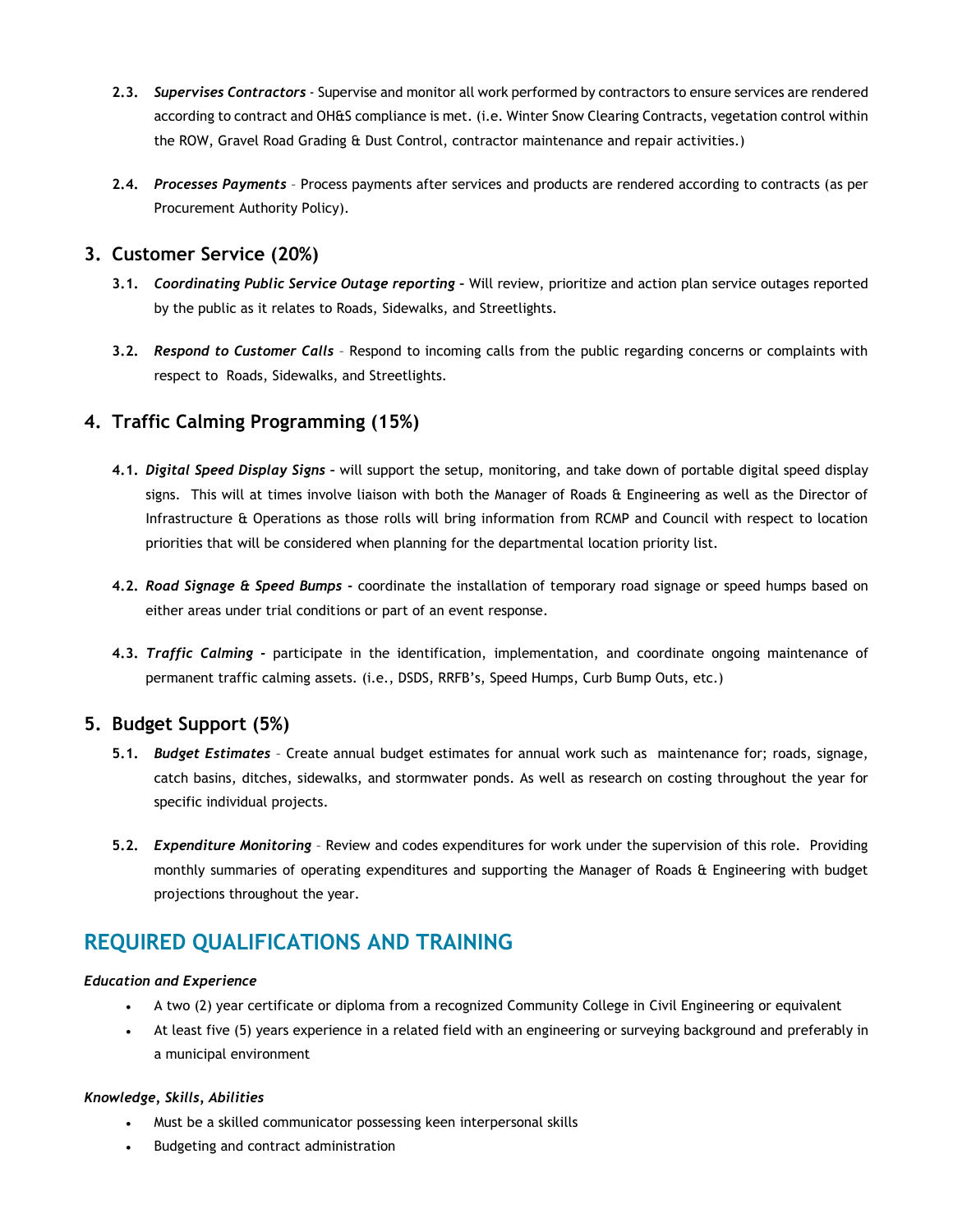2.3. ***Supervises Contractors*** - Supervise and monitor all work performed by contractors to ensure services are rendered according to contract and OH&S compliance is met. (i.e. Winter Snow Clearing Contracts, vegetation control within the ROW, Gravel Road Grading & Dust Control, contractor maintenance and repair activities.)

2.4. ***Processes Payments*** – Process payments after services and products are rendered according to contracts (as per Procurement Authority Policy).

## 3. Customer Service (20%)

3.1. ***Coordinating Public Service Outage reporting*** **–** Will review, prioritize and action plan service outages reported by the public as it relates to Roads, Sidewalks, and Streetlights.

3.2. ***Respond to Customer Calls*** – Respond to incoming calls from the public regarding concerns or complaints with respect to Roads, Sidewalks, and Streetlights.

## 4. Traffic Calming Programming (15%)

4.1. ***Digital Speed Display Signs*** **–** will support the setup, monitoring, and take down of portable digital speed display signs. This will at times involve liaison with both the Manager of Roads & Engineering as well as the Director of Infrastructure & Operations as those rolls will bring information from RCMP and Council with respect to location priorities that will be considered when planning for the departmental location priority list.

4.2. ***Road Signage & Speed Bumps*** **–** coordinate the installation of temporary road signage or speed humps based on either areas under trial conditions or part of an event response.

4.3. ***Traffic Calming*** **–** participate in the identification, implementation, and coordinate ongoing maintenance of permanent traffic calming assets. (i.e., DSDS, RRFB's, Speed Humps, Curb Bump Outs, etc.)

## 5. Budget Support (5%)

5.1. ***Budget Estimates*** – Create annual budget estimates for annual work such as maintenance for; roads, signage, catch basins, ditches, sidewalks, and stormwater ponds. As well as research on costing throughout the year for specific individual projects.

5.2. ***Expenditure Monitoring*** – Review and codes expenditures for work under the supervision of this role. Providing monthly summaries of operating expenditures and supporting the Manager of Roads & Engineering with budget projections throughout the year.

# REQUIRED QUALIFICATIONS AND TRAINING

***Education and Experience***

- A two (2) year certificate or diploma from a recognized Community College in Civil Engineering or equivalent
- At least five (5) years experience in a related field with an engineering or surveying background and preferably in a municipal environment

***Knowledge, Skills, Abilities***

- Must be a skilled communicator possessing keen interpersonal skills
- Budgeting and contract administration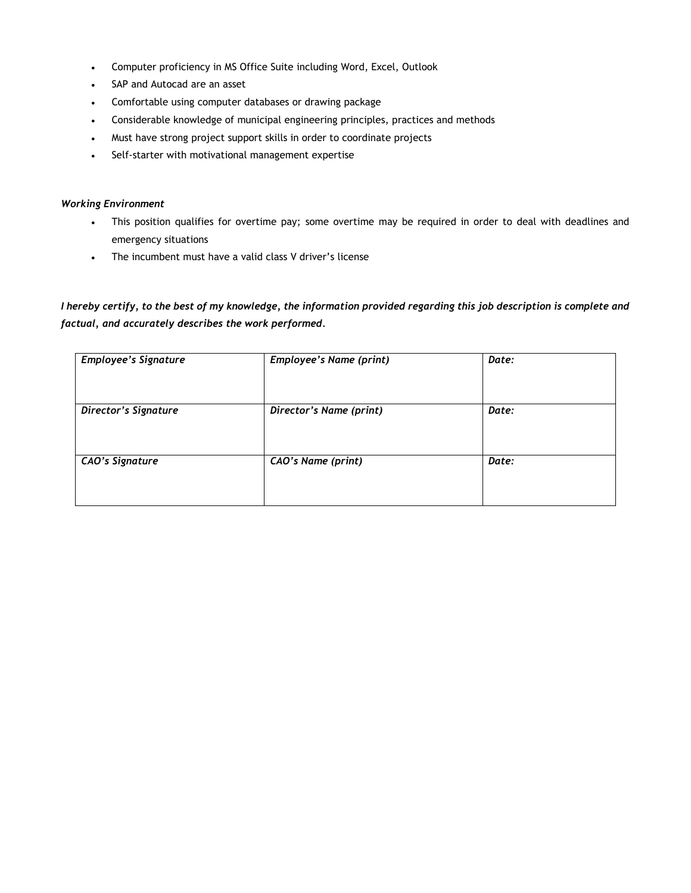- Computer proficiency in MS Office Suite including Word, Excel, Outlook
- SAP and Autocad are an asset
- Comfortable using computer databases or drawing package
- Considerable knowledge of municipal engineering principles, practices and methods
- Must have strong project support skills in order to coordinate projects
- Self-starter with motivational management expertise

*Working Environment*

- This position qualifies for overtime pay; some overtime may be required in order to deal with deadlines and emergency situations
- The incumbent must have a valid class V driver's license

***I hereby certify, to the best of my knowledge, the information provided regarding this job description is complete and factual, and accurately describes the work performed.***

| | | |
|---|---|---|
| ***Employee's Signature*** | ***Employee's Name (print)*** | ***Date:*** |
| ***Director's Signature*** | ***Director's Name (print)*** | ***Date:*** |
| ***CAO's Signature*** | ***CAO's Name (print)*** | ***Date:*** |